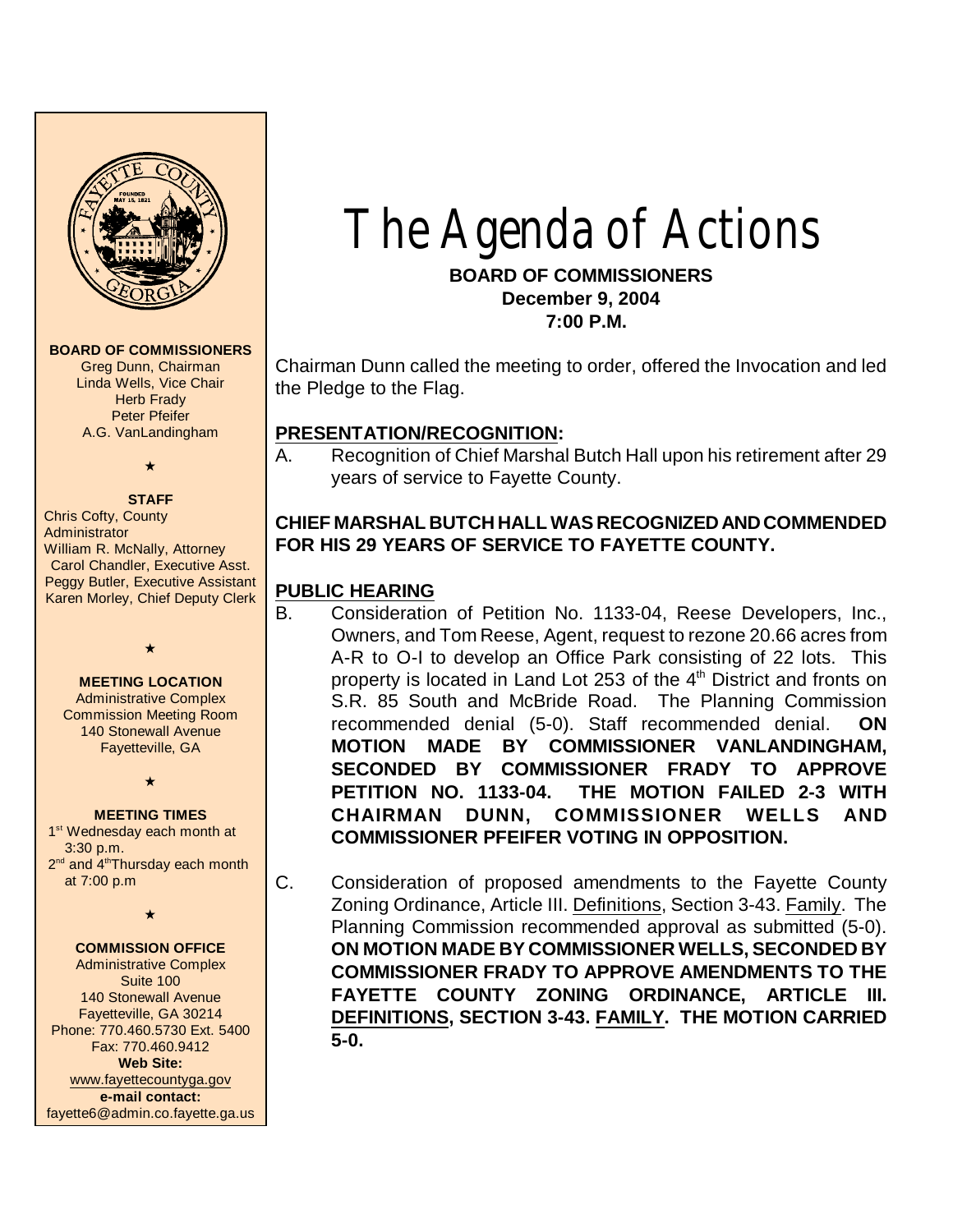**BOARD OF COMMISSIONERS**
Greg Dunn, Chairman
Linda Wells, Vice Chair
Herb Frady
Peter Pfeifer
A.G. VanLandingham

★

**STAFF**
Chris Cofty, County Administrator
William R. McNally, Attorney
Carol Chandler, Executive Asst.
Peggy Butler, Executive Assistant
Karen Morley, Chief Deputy Clerk

★

**MEETING LOCATION**
Administrative Complex
Commission Meeting Room
140 Stonewall Avenue
Fayetteville, GA

★

**MEETING TIMES**
1st Wednesday each month at 3:30 p.m.
2nd and 4th Thursday each month at 7:00 p.m

★

**COMMISSION OFFICE**
Administrative Complex
Suite 100
140 Stonewall Avenue
Fayetteville, GA 30214
Phone: 770.460.5730 Ext. 5400
Fax: 770.460.9412
**Web Site:**
www.fayettecountyga.gov
**e-mail contact:**
fayette6@admin.co.fayette.ga.us

# The Agenda of Actions

**BOARD OF COMMISSIONERS**
**December 9, 2004**
**7:00 P.M.**

Chairman Dunn called the meeting to order, offered the Invocation and led the Pledge to the Flag.

## PRESENTATION/RECOGNITION:

A. Recognition of Chief Marshal Butch Hall upon his retirement after 29 years of service to Fayette County.

**CHIEF MARSHAL BUTCH HALL WAS RECOGNIZED AND COMMENDED FOR HIS 29 YEARS OF SERVICE TO FAYETTE COUNTY.**

## PUBLIC HEARING

B. Consideration of Petition No. 1133-04, Reese Developers, Inc., Owners, and Tom Reese, Agent, request to rezone 20.66 acres from A-R to O-I to develop an Office Park consisting of 22 lots. This property is located in Land Lot 253 of the 4th District and fronts on S.R. 85 South and McBride Road. The Planning Commission recommended denial (5-0). Staff recommended denial. **ON MOTION MADE BY COMMISSIONER VANLANDINGHAM, SECONDED BY COMMISSIONER FRADY TO APPROVE PETITION NO. 1133-04. THE MOTION FAILED 2-3 WITH CHAIRMAN DUNN, COMMISSIONER WELLS AND COMMISSIONER PFEIFER VOTING IN OPPOSITION.**

C. Consideration of proposed amendments to the Fayette County Zoning Ordinance, Article III. Definitions, Section 3-43. Family. The Planning Commission recommended approval as submitted (5-0). **ON MOTION MADE BY COMMISSIONER WELLS, SECONDED BY COMMISSIONER FRADY TO APPROVE AMENDMENTS TO THE FAYETTE COUNTY ZONING ORDINANCE, ARTICLE III. DEFINITIONS, SECTION 3-43. FAMILY. THE MOTION CARRIED 5-0.**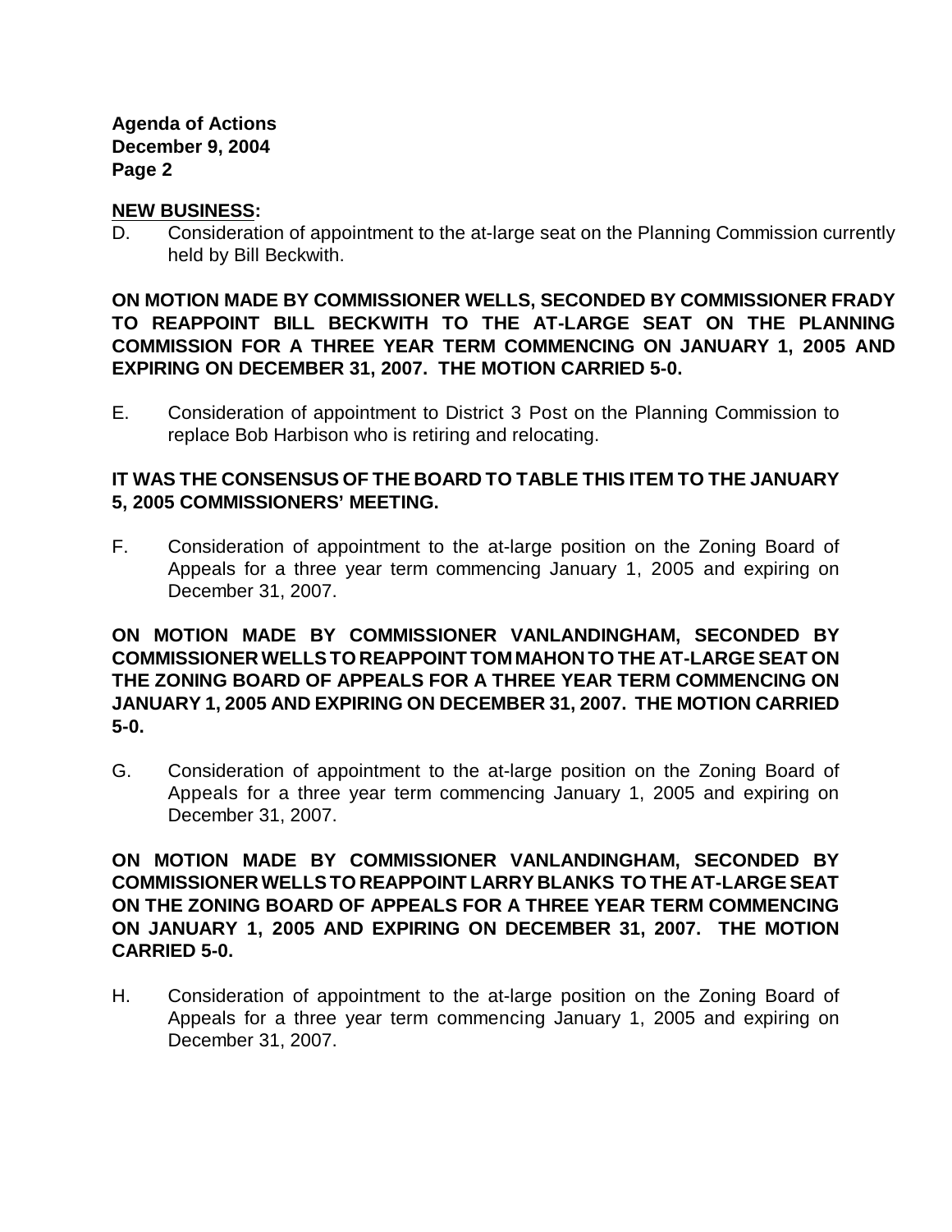**NEW BUSINESS:**

D. Consideration of appointment to the at-large seat on the Planning Commission currently held by Bill Beckwith.

**ON MOTION MADE BY COMMISSIONER WELLS, SECONDED BY COMMISSIONER FRADY TO REAPPOINT BILL BECKWITH TO THE AT-LARGE SEAT ON THE PLANNING COMMISSION FOR A THREE YEAR TERM COMMENCING ON JANUARY 1, 2005 AND EXPIRING ON DECEMBER 31, 2007. THE MOTION CARRIED 5-0.**

E. Consideration of appointment to District 3 Post on the Planning Commission to replace Bob Harbison who is retiring and relocating.

**IT WAS THE CONSENSUS OF THE BOARD TO TABLE THIS ITEM TO THE JANUARY 5, 2005 COMMISSIONERS' MEETING.**

F. Consideration of appointment to the at-large position on the Zoning Board of Appeals for a three year term commencing January 1, 2005 and expiring on December 31, 2007.

**ON MOTION MADE BY COMMISSIONER VANLANDINGHAM, SECONDED BY COMMISSIONER WELLS TO REAPPOINT TOM MAHON TO THE AT-LARGE SEAT ON THE ZONING BOARD OF APPEALS FOR A THREE YEAR TERM COMMENCING ON JANUARY 1, 2005 AND EXPIRING ON DECEMBER 31, 2007. THE MOTION CARRIED 5-0.**

G. Consideration of appointment to the at-large position on the Zoning Board of Appeals for a three year term commencing January 1, 2005 and expiring on December 31, 2007.

**ON MOTION MADE BY COMMISSIONER VANLANDINGHAM, SECONDED BY COMMISSIONER WELLS TO REAPPOINT LARRY BLANKS TO THE AT-LARGE SEAT ON THE ZONING BOARD OF APPEALS FOR A THREE YEAR TERM COMMENCING ON JANUARY 1, 2005 AND EXPIRING ON DECEMBER 31, 2007. THE MOTION CARRIED 5-0.**

H. Consideration of appointment to the at-large position on the Zoning Board of Appeals for a three year term commencing January 1, 2005 and expiring on December 31, 2007.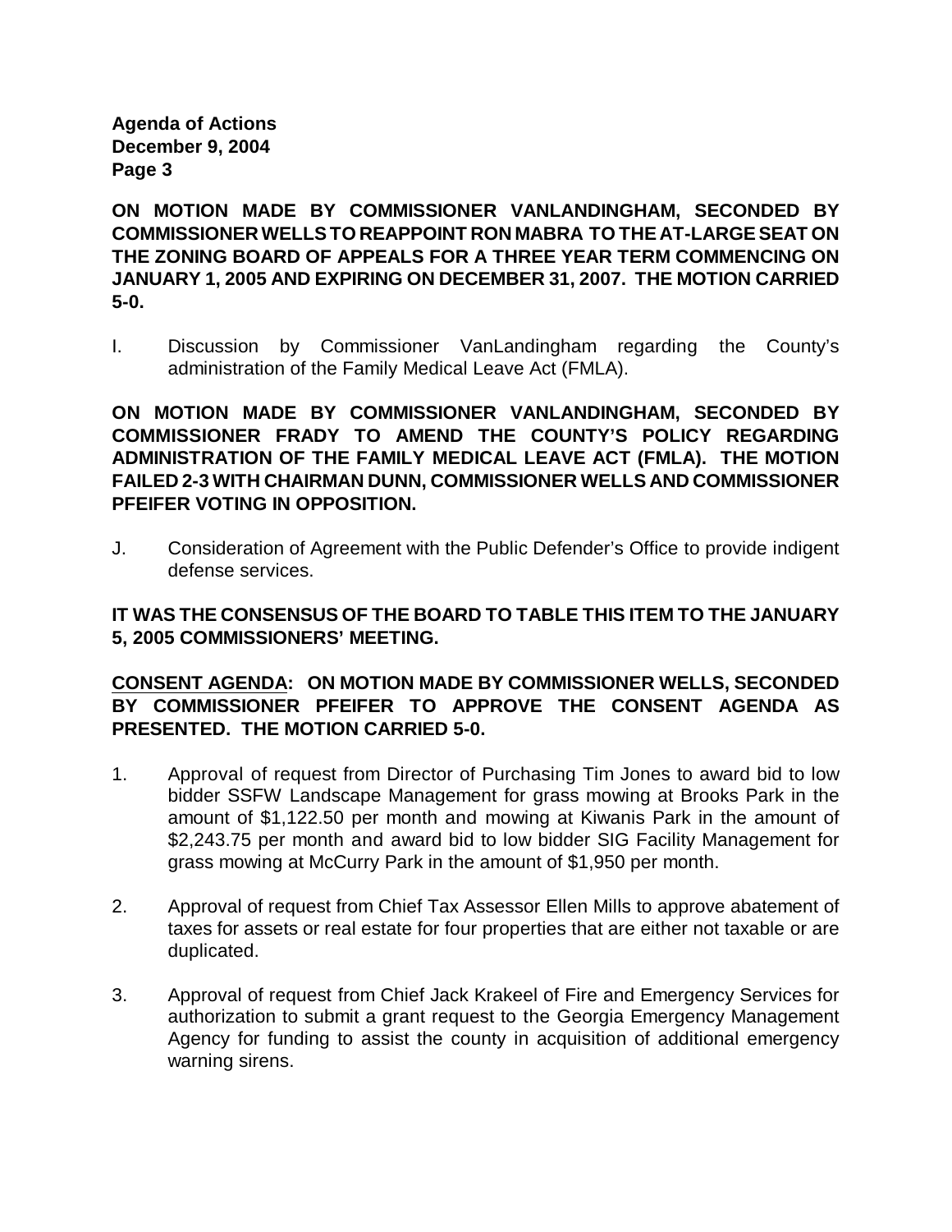**ON MOTION MADE BY COMMISSIONER VANLANDINGHAM, SECONDED BY COMMISSIONER WELLS TO REAPPOINT RON MABRA TO THE AT-LARGE SEAT ON THE ZONING BOARD OF APPEALS FOR A THREE YEAR TERM COMMENCING ON JANUARY 1, 2005 AND EXPIRING ON DECEMBER 31, 2007. THE MOTION CARRIED 5-0.**

I. Discussion by Commissioner VanLandingham regarding the County's administration of the Family Medical Leave Act (FMLA).

**ON MOTION MADE BY COMMISSIONER VANLANDINGHAM, SECONDED BY COMMISSIONER FRADY TO AMEND THE COUNTY'S POLICY REGARDING ADMINISTRATION OF THE FAMILY MEDICAL LEAVE ACT (FMLA). THE MOTION FAILED 2-3 WITH CHAIRMAN DUNN, COMMISSIONER WELLS AND COMMISSIONER PFEIFER VOTING IN OPPOSITION.**

J. Consideration of Agreement with the Public Defender's Office to provide indigent defense services.

**IT WAS THE CONSENSUS OF THE BOARD TO TABLE THIS ITEM TO THE JANUARY 5, 2005 COMMISSIONERS' MEETING.**

**<u>CONSENT AGENDA</u>: ON MOTION MADE BY COMMISSIONER WELLS, SECONDED BY COMMISSIONER PFEIFER TO APPROVE THE CONSENT AGENDA AS PRESENTED. THE MOTION CARRIED 5-0.**

1. Approval of request from Director of Purchasing Tim Jones to award bid to low bidder SSFW Landscape Management for grass mowing at Brooks Park in the amount of $1,122.50 per month and mowing at Kiwanis Park in the amount of $2,243.75 per month and award bid to low bidder SIG Facility Management for grass mowing at McCurry Park in the amount of $1,950 per month.

2. Approval of request from Chief Tax Assessor Ellen Mills to approve abatement of taxes for assets or real estate for four properties that are either not taxable or are duplicated.

3. Approval of request from Chief Jack Krakeel of Fire and Emergency Services for authorization to submit a grant request to the Georgia Emergency Management Agency for funding to assist the county in acquisition of additional emergency warning sirens.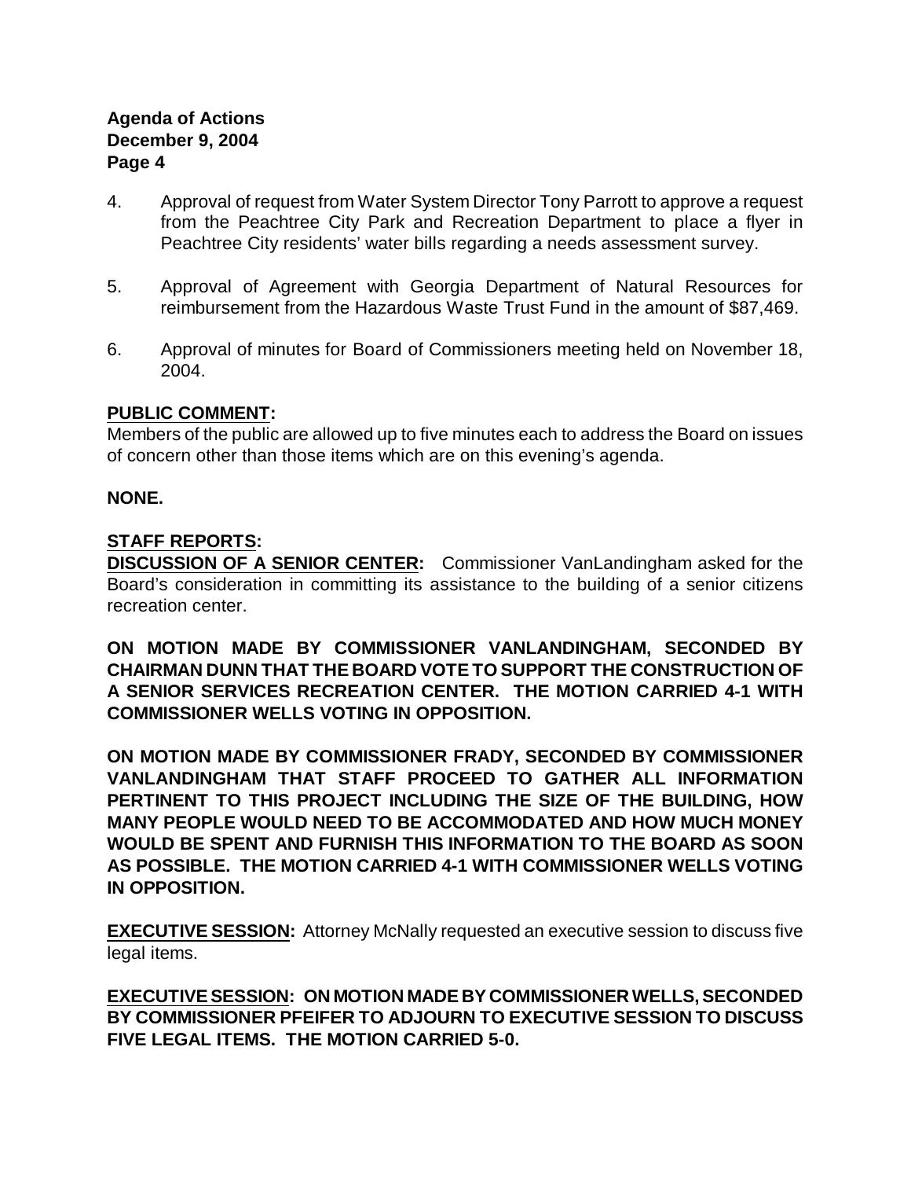4. Approval of request from Water System Director Tony Parrott to approve a request from the Peachtree City Park and Recreation Department to place a flyer in Peachtree City residents' water bills regarding a needs assessment survey.

5. Approval of Agreement with Georgia Department of Natural Resources for reimbursement from the Hazardous Waste Trust Fund in the amount of $87,469.

6. Approval of minutes for Board of Commissioners meeting held on November 18, 2004.

**PUBLIC COMMENT:**

Members of the public are allowed up to five minutes each to address the Board on issues of concern other than those items which are on this evening's agenda.

**NONE.**

**STAFF REPORTS:**

**DISCUSSION OF A SENIOR CENTER:** Commissioner VanLandingham asked for the Board's consideration in committing its assistance to the building of a senior citizens recreation center.

**ON MOTION MADE BY COMMISSIONER VANLANDINGHAM, SECONDED BY CHAIRMAN DUNN THAT THE BOARD VOTE TO SUPPORT THE CONSTRUCTION OF A SENIOR SERVICES RECREATION CENTER. THE MOTION CARRIED 4-1 WITH COMMISSIONER WELLS VOTING IN OPPOSITION.**

**ON MOTION MADE BY COMMISSIONER FRADY, SECONDED BY COMMISSIONER VANLANDINGHAM THAT STAFF PROCEED TO GATHER ALL INFORMATION PERTINENT TO THIS PROJECT INCLUDING THE SIZE OF THE BUILDING, HOW MANY PEOPLE WOULD NEED TO BE ACCOMMODATED AND HOW MUCH MONEY WOULD BE SPENT AND FURNISH THIS INFORMATION TO THE BOARD AS SOON AS POSSIBLE. THE MOTION CARRIED 4-1 WITH COMMISSIONER WELLS VOTING IN OPPOSITION.**

**EXECUTIVE SESSION:** Attorney McNally requested an executive session to discuss five legal items.

**EXECUTIVE SESSION: ON MOTION MADE BY COMMISSIONER WELLS, SECONDED BY COMMISSIONER PFEIFER TO ADJOURN TO EXECUTIVE SESSION TO DISCUSS FIVE LEGAL ITEMS. THE MOTION CARRIED 5-0.**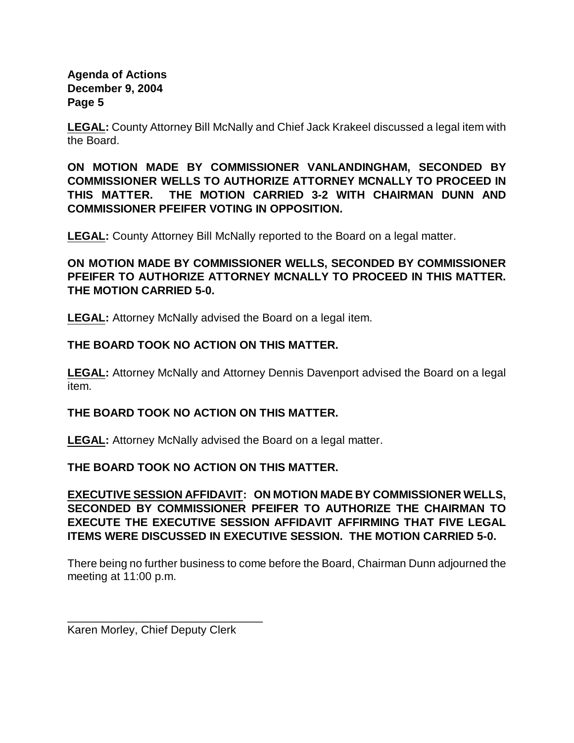**LEGAL:** County Attorney Bill McNally and Chief Jack Krakeel discussed a legal item with the Board.

**ON MOTION MADE BY COMMISSIONER VANLANDINGHAM, SECONDED BY COMMISSIONER WELLS TO AUTHORIZE ATTORNEY MCNALLY TO PROCEED IN THIS MATTER. THE MOTION CARRIED 3-2 WITH CHAIRMAN DUNN AND COMMISSIONER PFEIFER VOTING IN OPPOSITION.**

**LEGAL:** County Attorney Bill McNally reported to the Board on a legal matter.

**ON MOTION MADE BY COMMISSIONER WELLS, SECONDED BY COMMISSIONER PFEIFER TO AUTHORIZE ATTORNEY MCNALLY TO PROCEED IN THIS MATTER. THE MOTION CARRIED 5-0.**

**LEGAL:** Attorney McNally advised the Board on a legal item.

**THE BOARD TOOK NO ACTION ON THIS MATTER.**

**LEGAL:** Attorney McNally and Attorney Dennis Davenport advised the Board on a legal item.

**THE BOARD TOOK NO ACTION ON THIS MATTER.**

**LEGAL:** Attorney McNally advised the Board on a legal matter.

**THE BOARD TOOK NO ACTION ON THIS MATTER.**

**EXECUTIVE SESSION AFFIDAVIT: ON MOTION MADE BY COMMISSIONER WELLS, SECONDED BY COMMISSIONER PFEIFER TO AUTHORIZE THE CHAIRMAN TO EXECUTE THE EXECUTIVE SESSION AFFIDAVIT AFFIRMING THAT FIVE LEGAL ITEMS WERE DISCUSSED IN EXECUTIVE SESSION. THE MOTION CARRIED 5-0.**

There being no further business to come before the Board, Chairman Dunn adjourned the meeting at 11:00 p.m.

\_\_\_\_\_\_\_\_\_\_\_\_\_\_\_\_\_\_\_\_\_\_\_\_\_\_\_\_\_\_\_

Karen Morley, Chief Deputy Clerk